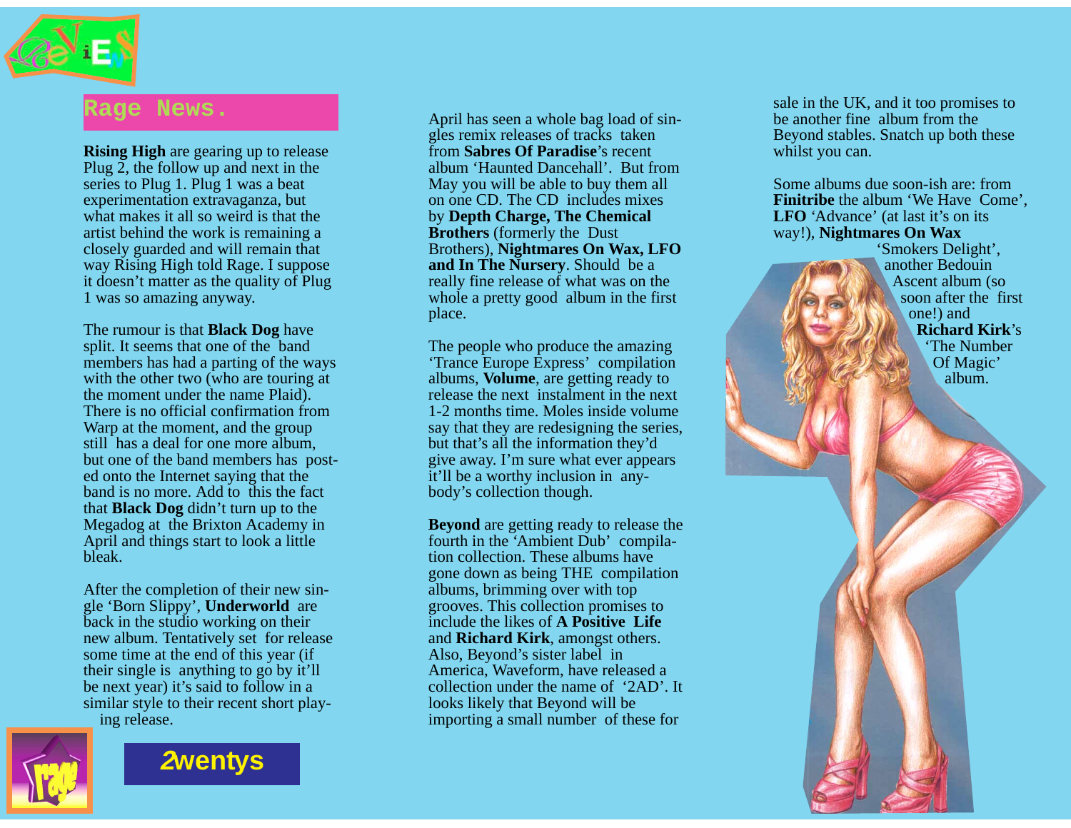## Rage News.

**Rising High** are gearing up to release Plug 2, the follow up and next in the series to Plug 1. Plug 1 was a beat experimentation extravaganza, but what makes it all so weird is that the artist behind the work is remaining a closely guarded and will remain that way Rising High told Rage. I suppose it doesn't matter as the quality of Plug 1 was so amazing anyway.

The rumour is that **Black Dog** have split. It seems that one of the band members has had a parting of the ways with the other two (who are touring at the moment under the name Plaid). There is no official confirmation from Warp at the moment, and the group still has a deal for one more album, but one of the band members has posted onto the Internet saying that the band is no more. Add to this the fact that **Black Dog** didn't turn up to the Megadog at the Brixton Academy in April and things start to look a little bleak.

After the completion of their new single 'Born Slippy', **Underworld** are back in the studio working on their new album. Tentatively set for release some time at the end of this year (if their single is anything to go by it'll be next year) it's said to follow in a similar style to their recent short playing release.

April has seen a whole bag load of singles remix releases of tracks taken from **Sabres Of Paradise**'s recent album 'Haunted Dancehall'. But from May you will be able to buy them all on one CD. The CD includes mixes by **Depth Charge, The Chemical Brothers** (formerly the Dust Brothers), **Nightmares On Wax, LFO and In The Nursery**. Should be a really fine release of what was on the whole a pretty good album in the first place.

The people who produce the amazing 'Trance Europe Express' compilation albums, **Volume**, are getting ready to release the next instalment in the next 1-2 months time. Moles inside volume say that they are redesigning the series, but that's all the information they'd give away. I'm sure what ever appears it'll be a worthy inclusion in anybody's collection though.

**Beyond** are getting ready to release the fourth in the 'Ambient Dub' compilation collection. These albums have gone down as being THE compilation albums, brimming over with top grooves. This collection promises to include the likes of **A Positive Life** and **Richard Kirk**, amongst others. Also, Beyond's sister label in America, Waveform, have released a collection under the name of '2AD'. It looks likely that Beyond will be importing a small number of these for sale in the UK, and it too promises to be another fine album from the Beyond stables. Snatch up both these whilst you can.

Some albums due soon-ish are: from **Finitribe** the album 'We Have Come', **LFO** 'Advance' (at last it's on its way!), **Nightmares On Wax** 'Smokers Delight', another Bedouin Ascent album (so soon after the first one!) and **Richard Kirk**'s 'The Number Of Magic' album.

2wentys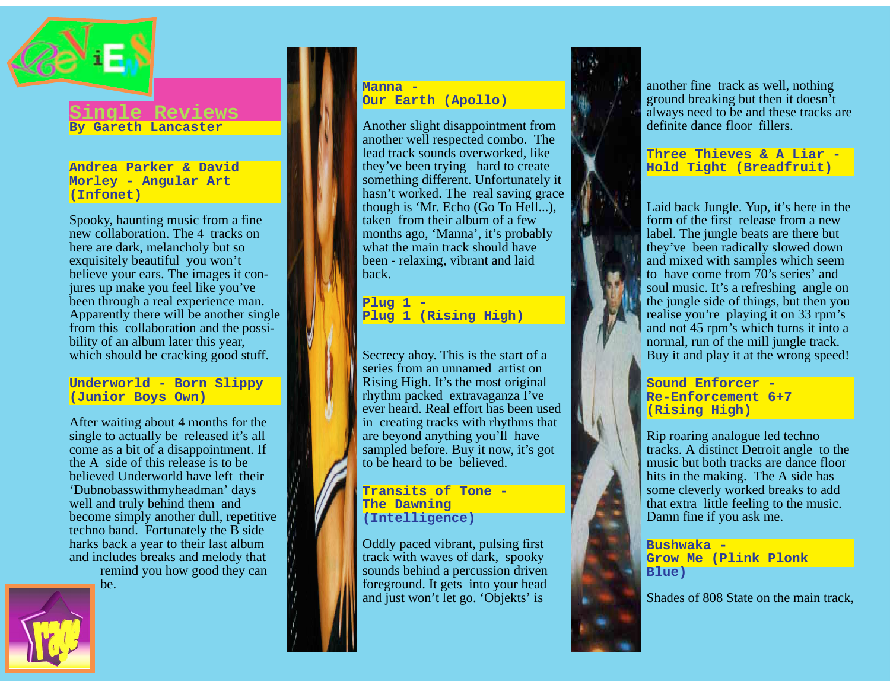## Single Reviews

**By Gareth Lancaster**

### Andrea Parker & David Morley - Angular Art (Infonet)

Spooky, haunting music from a fine new collaboration. The 4 tracks on here are dark, melancholy but so exquisitely beautiful you won't believe your ears. The images it conjures up make you feel like you've been through a real experience man. Apparently there will be another single from this collaboration and the possibility of an album later this year, which should be cracking good stuff.

### Underworld - Born Slippy (Junior Boys Own)

After waiting about 4 months for the single to actually be released it's all come as a bit of a disappointment. If the A side of this release is to be believed Underworld have left their 'Dubnobasswithmyheadman' days well and truly behind them and become simply another dull, repetitive techno band. Fortunately the B side harks back a year to their last album and includes breaks and melody that remind you how good they can be.

### Manna - Our Earth (Apollo)

Another slight disappointment from another well respected combo. The lead track sounds overworked, like they've been trying hard to create something different. Unfortunately it hasn't worked. The real saving grace though is 'Mr. Echo (Go To Hell...), taken from their album of a few months ago, 'Manna', it's probably what the main track should have been - relaxing, vibrant and laid back.

### Plug 1 - Plug 1 (Rising High)

Secrecy ahoy. This is the start of a series from an unnamed artist on Rising High. It's the most original rhythm packed extravaganza I've ever heard. Real effort has been used in creating tracks with rhythms that are beyond anything you'll have sampled before. Buy it now, it's got to be heard to be believed.

### Transits of Tone - The Dawning (Intelligence)

Oddly paced vibrant, pulsing first track with waves of dark, spooky sounds behind a percussion driven foreground. It gets into your head and just won't let go. 'Objekts' is another fine track as well, nothing ground breaking but then it doesn't always need to be and these tracks are definite dance floor fillers.

### Three Thieves & A Liar - Hold Tight (Breadfruit)

Laid back Jungle. Yup, it's here in the form of the first release from a new label. The jungle beats are there but they've been radically slowed down and mixed with samples which seem to have come from 70's series' and soul music. It's a refreshing angle on the jungle side of things, but then you realise you're playing it on 33 rpm's and not 45 rpm's which turns it into a normal, run of the mill jungle track. Buy it and play it at the wrong speed!

### Sound Enforcer - Re-Enforcement 6+7 (Rising High)

Rip roaring analogue led techno tracks. A distinct Detroit angle to the music but both tracks are dance floor hits in the making. The A side has some cleverly worked breaks to add that extra little feeling to the music. Damn fine if you ask me.

### Bushwaka - Grow Me (Plink Plonk Blue)

Shades of 808 State on the main track,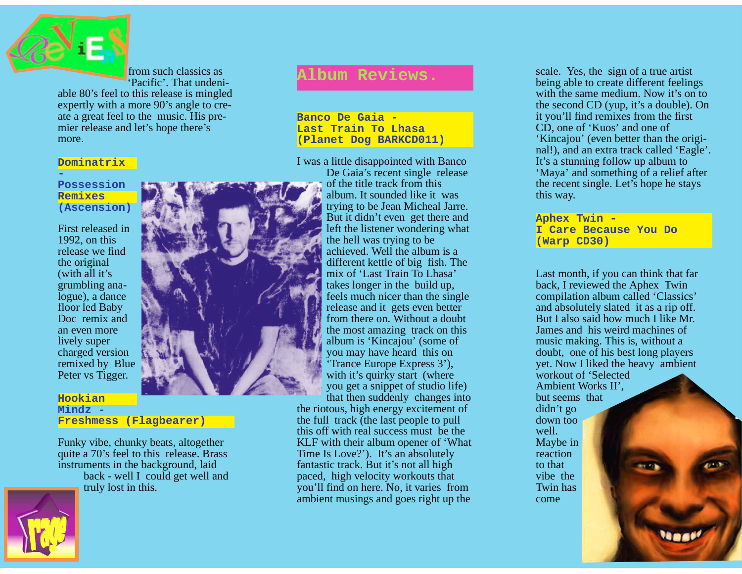from such classics as 'Pacific'. That undeniable 80's feel to this release is mingled expertly with a more 90's angle to create a great feel to the music. His premier release and let's hope there's more.

### Dominatrix - Possession Remixes (Ascension)

First released in 1992, on this release we find the original (with all it's grumbling analogue), a dance floor led Baby Doc remix and an even more lively super charged version remixed by Blue Peter vs Tigger.

### Hookian Mindz - Freshmess (Flagbearer)

Funky vibe, chunky beats, altogether quite a 70's feel to this release. Brass instruments in the background, laid back - well I could get well and truly lost in this.

## Album Reviews.

### Banco De Gaia - Last Train To Lhasa (Planet Dog BARKCD011)

I was a little disappointed with Banco De Gaia's recent single release of the title track from this album. It sounded like it was trying to be Jean Micheal Jarre. But it didn't even get there and left the listener wondering what the hell was trying to be achieved. Well the album is a different kettle of big fish. The mix of 'Last Train To Lhasa' takes longer in the build up, feels much nicer than the single release and it gets even better from there on. Without a doubt the most amazing track on this album is 'Kincajou' (some of you may have heard this on 'Trance Europe Express 3'), with it's quirky start (where you get a snippet of studio life) that then suddenly changes into the riotous, high energy excitement of the full track (the last people to pull this off with real success must be the KLF with their album opener of 'What Time Is Love?'). It's an absolutely fantastic track. But it's not all high paced, high velocity workouts that you'll find on here. No, it varies from ambient musings and goes right up the scale. Yes, the sign of a true artist being able to create different feelings with the same medium. Now it's on to the second CD (yup, it's a double). On it you'll find remixes from the first CD, one of 'Kuos' and one of 'Kincajou' (even better than the original!), and an extra track called 'Eagle'. It's a stunning follow up album to 'Maya' and something of a relief after the recent single. Let's hope he stays this way.

### Aphex Twin - I Care Because You Do (Warp CD30)

Last month, if you can think that far back, I reviewed the Aphex Twin compilation album called 'Classics' and absolutely slated it as a rip off. But I also said how much I like Mr. James and his weird machines of music making. This is, without a doubt, one of his best long players yet. Now I liked the heavy ambient workout of 'Selected Ambient Works II', but seems that didn't go down too well. Maybe in reaction to that vibe the Twin has come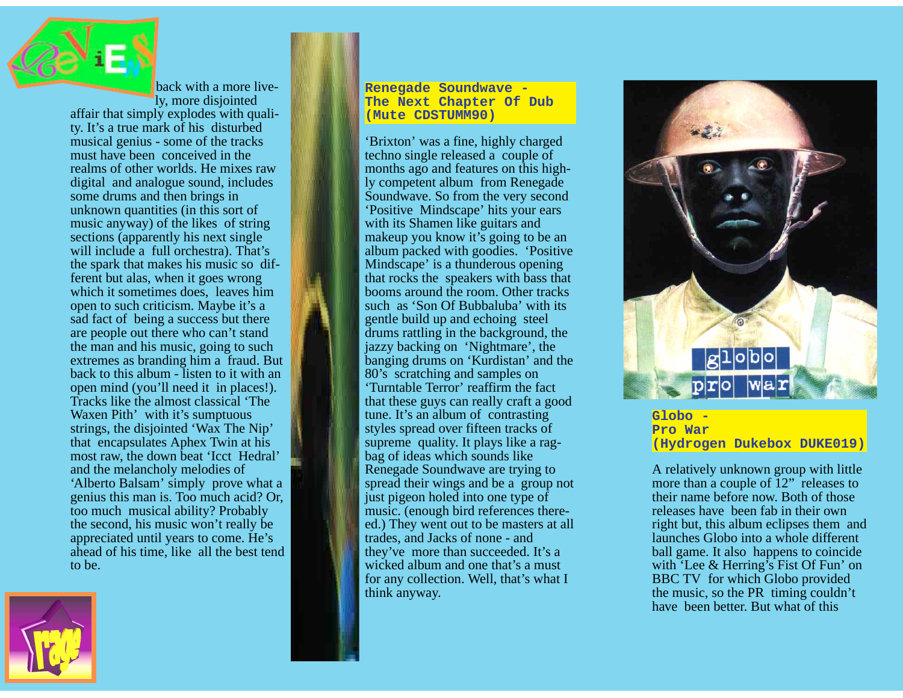back with a more lively, more disjointed affair that simply explodes with quality. It's a true mark of his disturbed musical genius - some of the tracks must have been conceived in the realms of other worlds. He mixes raw digital and analogue sound, includes some drums and then brings in unknown quantities (in this sort of music anyway) of the likes of string sections (apparently his next single will include a full orchestra). That's the spark that makes his music so different but alas, when it goes wrong which it sometimes does, leaves him open to such criticism. Maybe it's a sad fact of being a success but there are people out there who can't stand the man and his music, going to such extremes as branding him a fraud. But back to this album - listen to it with an open mind (you'll need it in places!). Tracks like the almost classical 'The Waxen Pith' with it's sumptuous strings, the disjointed 'Wax The Nip' that encapsulates Aphex Twin at his most raw, the down beat 'Icct Hedral' and the melancholy melodies of 'Alberto Balsam' simply prove what a genius this man is. Too much acid? Or, too much musical ability? Probably the second, his music won't really be appreciated until years to come. He's ahead of his time, like all the best tend to be.

**Renegade Soundwave - The Next Chapter Of Dub (Mute CDSTUMM90)**

'Brixton' was a fine, highly charged techno single released a couple of months ago and features on this highly competent album from Renegade Soundwave. So from the very second 'Positive Mindscape' hits your ears with its Shamen like guitars and makeup you know it's going to be an album packed with goodies. 'Positive Mindscape' is a thunderous opening that rocks the speakers with bass that booms around the room. Other tracks such as 'Son Of Bubbaluba' with its gentle build up and echoing steel drums rattling in the background, the jazzy backing on 'Nightmare', the banging drums on 'Kurdistan' and the 80's scratching and samples on 'Turntable Terror' reaffirm the fact that these guys can really craft a good tune. It's an album of contrasting styles spread over fifteen tracks of supreme quality. It plays like a rag-bag of ideas which sounds like Renegade Soundwave are trying to spread their wings and be a group not just pigeon holed into one type of music. (enough bird references there-ed.) They went out to be masters at all trades, and Jacks of none - and they've more than succeeded. It's a wicked album and one that's a must for any collection. Well, that's what I think anyway.

**Globo - Pro War (Hydrogen Dukebox DUKE019)**

A relatively unknown group with little more than a couple of 12" releases to their name before now. Both of those releases have been fab in their own right but, this album eclipses them and launches Globo into a whole different ball game. It also happens to coincide with 'Lee & Herring's Fist Of Fun' on BBC TV for which Globo provided the music, so the PR timing couldn't have been better. But what of this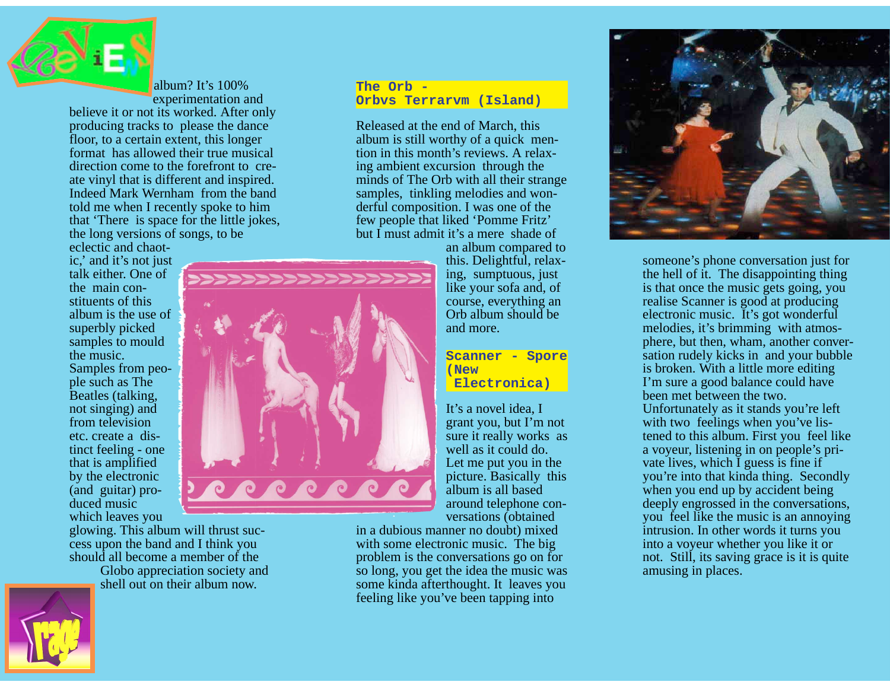album? It's 100% experimentation and believe it or not its worked. After only producing tracks to please the dance floor, to a certain extent, this longer format has allowed their true musical direction come to the forefront to create vinyl that is different and inspired. Indeed Mark Wernham from the band told me when I recently spoke to him that 'There is space for the little jokes, the long versions of songs, to be eclectic and chaotic,' and it's not just talk either. One of the main constituents of this album is the use of superbly picked samples to mould the music. Samples from people such as The Beatles (talking, not singing) and from television etc. create a distinct feeling - one that is amplified by the electronic (and guitar) produced music which leaves you glowing. This album will thrust success upon the band and I think you should all become a member of the Globo appreciation society and shell out on their album now.

### The Orb - Orbvs Terrarvm (Island)

Released at the end of March, this album is still worthy of a quick mention in this month's reviews. A relaxing ambient excursion through the minds of The Orb with all their strange samples, tinkling melodies and wonderful composition. I was one of the few people that liked 'Pomme Fritz' but I must admit it's a mere shade of an album compared to this. Delightful, relaxing, sumptuous, just like your sofa and, of course, everything an Orb album should be and more.

### Scanner - Spore (New Electronica)

It's a novel idea, I grant you, but I'm not sure it really works as well as it could do. Let me put you in the picture. Basically this album is all based around telephone conversations (obtained in a dubious manner no doubt) mixed with some electronic music. The big problem is the conversations go on for so long, you get the idea the music was some kinda afterthought. It leaves you feeling like you've been tapping into someone's phone conversation just for the hell of it. The disappointing thing is that once the music gets going, you realise Scanner is good at producing electronic music. It's got wonderful melodies, it's brimming with atmosphere, but then, wham, another conversation rudely kicks in and your bubble is broken. With a little more editing I'm sure a good balance could have been met between the two. Unfortunately as it stands you're left with two feelings when you've listened to this album. First you feel like a voyeur, listening in on people's private lives, which I guess is fine if you're into that kinda thing. Secondly when you end up by accident being deeply engrossed in the conversations, you feel like the music is an annoying intrusion. In other words it turns you into a voyeur whether you like it or not. Still, its saving grace is it is quite amusing in places.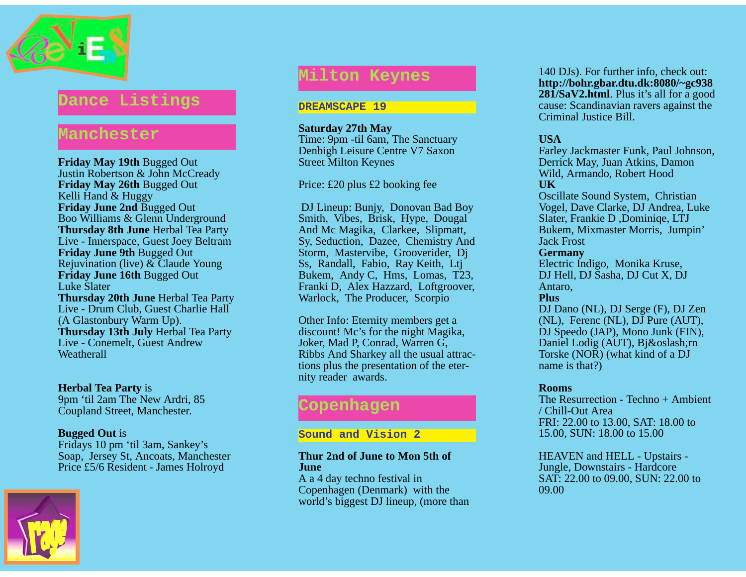## Dance Listings

### Manchester

**Friday May 19th** Bugged Out
Justin Robertson & John McCready
**Friday May 26th** Bugged Out
Kelli Hand & Huggy
**Friday June 2nd** Bugged Out
Boo Williams & Glenn Underground
**Thursday 8th June** Herbal Tea Party
Live - Innerspace, Guest Joey Beltram
**Friday June 9th** Bugged Out
Rejuvination (live) & Claude Young
**Friday June 16th** Bugged Out
Luke Slater
**Thursday 20th June** Herbal Tea Party
Live - Drum Club, Guest Charlie Hall
(A Glastonbury Warm Up).
**Thursday 13th July** Herbal Tea Party
Live - Conemelt, Guest Andrew
Weatherall

**Herbal Tea Party** is
9pm 'til 2am The New Ardri, 85
Coupland Street, Manchester.

**Bugged Out** is
Fridays 10 pm 'til 3am, Sankey's
Soap, Jersey St, Ancoats, Manchester
Price £5/6 Resident - James Holroyd

### Milton Keynes

#### DREAMSCAPE 19

**Saturday 27th May**
Time: 9pm -til 6am, The Sanctuary
Denbigh Leisure Centre V7 Saxon
Street Milton Keynes

Price: £20 plus £2 booking fee

DJ Lineup: Bunjy, Donovan Bad Boy Smith, Vibes, Brisk, Hype, Dougal And Mc Magika, Clarkee, Slipmatt, Sy, Seduction, Dazee, Chemistry And Storm, Mastervibe, Grooverider, Dj Ss, Randall, Fabio, Ray Keith, Ltj Bukem, Andy C, Hms, Lomas, T23, Franki D, Alex Hazzard, Loftgroover, Warlock, The Producer, Scorpio

Other Info: Eternity members get a discount! Mc's for the night Magika, Joker, Mad P, Conrad, Warren G, Ribbs And Sharkey all the usual attractions plus the presentation of the eternity reader awards.

### Copenhagen

#### Sound and Vision 2

**Thur 2nd of June to Mon 5th of June**
A a 4 day techno festival in Copenhagen (Denmark) with the world's biggest DJ lineup, (more than 140 DJs). For further info, check out: **http://bohr.gbar.dtu.dk:8080/~gc938281/SaV2.html**. Plus it's all for a good cause: Scandinavian ravers against the Criminal Justice Bill.

**USA**
Farley Jackmaster Funk, Paul Johnson, Derrick May, Juan Atkins, Damon Wild, Armando, Robert Hood
**UK**
Oscillate Sound System, Christian Vogel, Dave Clarke, DJ Andrea, Luke Slater, Frankie D ,Dominiqe, LTJ Bukem, Mixmaster Morris, Jumpin' Jack Frost
**Germany**
Electric Indigo, Monika Kruse, DJ Hell, DJ Sasha, DJ Cut X, DJ Antaro,
**Plus**
DJ Dano (NL), DJ Serge (F), DJ Zen (NL), Ferenc (NL), DJ Pure (AUT), DJ Speedo (JAP), Mono Junk (FIN), Daniel Lodig (AUT), Bj&oslash;rn Torske (NOR) (what kind of a DJ name is that?)

**Rooms**
The Resurrection - Techno + Ambient / Chill-Out Area
FRI: 22.00 to 13.00, SAT: 18.00 to 15.00, SUN: 18.00 to 15.00

HEAVEN and HELL - Upstairs - Jungle, Downstairs - Hardcore
SAT: 22.00 to 09.00, SUN: 22.00 to 09.00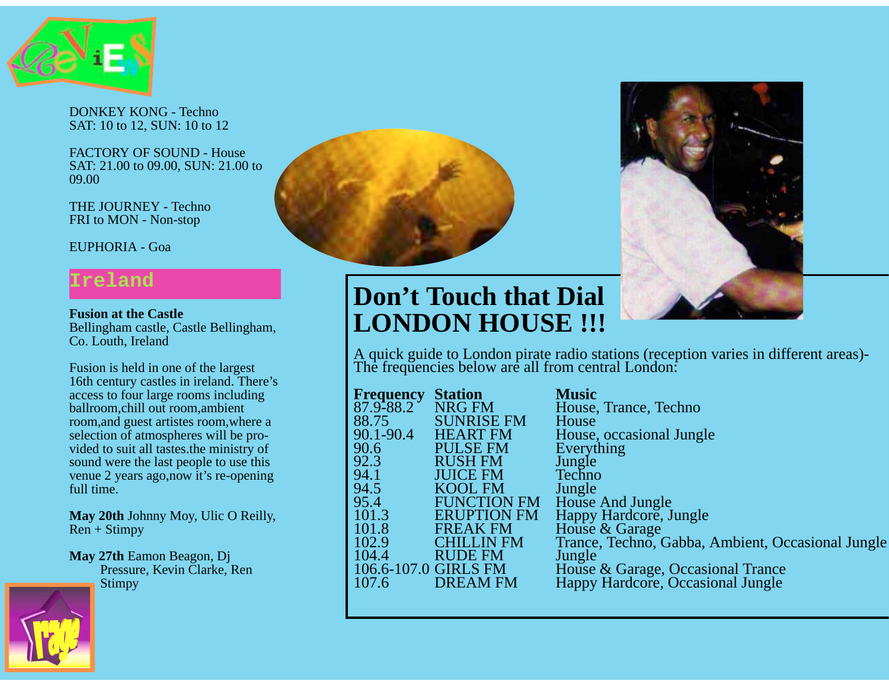DONKEY KONG - Techno
SAT: 10 to 12, SUN: 10 to 12

FACTORY OF SOUND - House
SAT: 21.00 to 09.00, SUN: 21.00 to 09.00

THE JOURNEY - Techno
FRI to MON - Non-stop

EUPHORIA - Goa

## Ireland

**Fusion at the Castle**
Bellingham castle, Castle Bellingham, Co. Louth, Ireland

Fusion is held in one of the largest 16th century castles in ireland. There's access to four large rooms including ballroom,chill out room,ambient room,and guest artistes room,where a selection of atmospheres will be provided to suit all tastes.the ministry of sound were the last people to use this venue 2 years ago,now it's re-opening full time.

**May 20th** Johnny Moy, Ulic O Reilly, Ren + Stimpy

**May 27th** Eamon Beagon, Dj Pressure, Kevin Clarke, Ren Stimpy

# Don't Touch that Dial LONDON HOUSE !!!

A quick guide to London pirate radio stations (reception varies in different areas)- The frequencies below are all from central London:

| Frequency | Station | Music |
|---|---|---|
| 87.9-88.2 | NRG FM | House, Trance, Techno |
| 88.75 | SUNRISE FM | House |
| 90.1-90.4 | HEART FM | House, occasional Jungle |
| 90.6 | PULSE FM | Everything |
| 92.3 | RUSH FM | Jungle |
| 94.1 | JUICE FM | Techno |
| 94.5 | KOOL FM | Jungle |
| 95.4 | FUNCTION FM | House And Jungle |
| 101.3 | ERUPTION FM | Happy Hardcore, Jungle |
| 101.8 | FREAK FM | House & Garage |
| 102.9 | CHILLIN FM | Trance, Techno, Gabba, Ambient, Occasional Jungle |
| 104.4 | RUDE FM | Jungle |
| 106.6-107.0 | GIRLS FM | House & Garage, Occasional Trance |
| 107.6 | DREAM FM | Happy Hardcore, Occasional Jungle |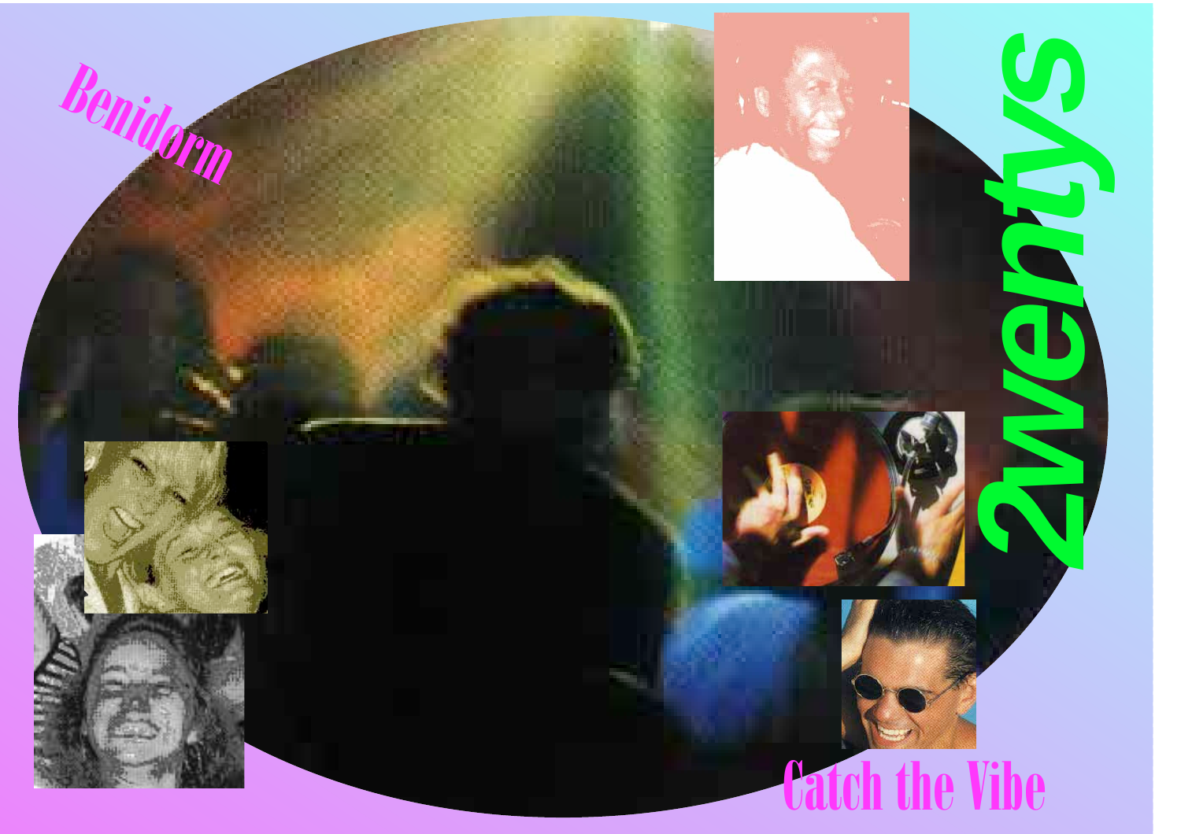Benidorm

2wentys

Catch the Vibe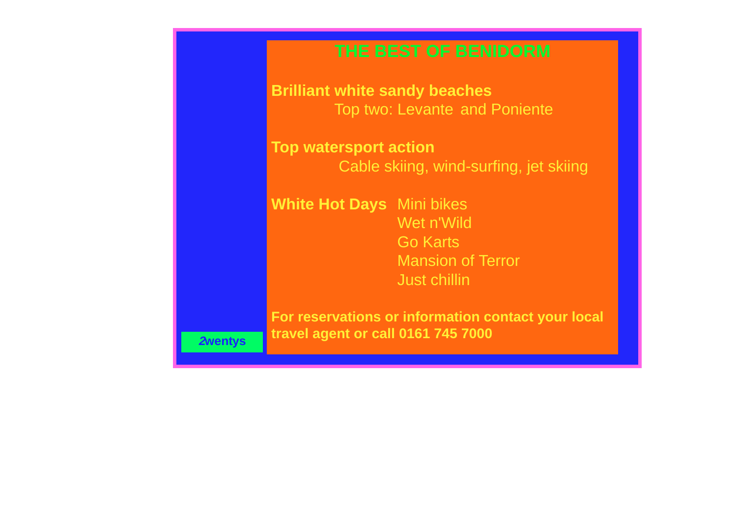# THE BEST OF BENIDORM

**Brilliant white sandy beaches**

Top two: Levante and Poniente

**Top watersport action**

Cable skiing, wind-surfing, jet skiing

**White Hot Days**

- Mini bikes
- Wet n'Wild
- Go Karts
- Mansion of Terror
- Just chillin

**For reservations or information contact your local travel agent or call 0161 745 7000**

***2*wentys**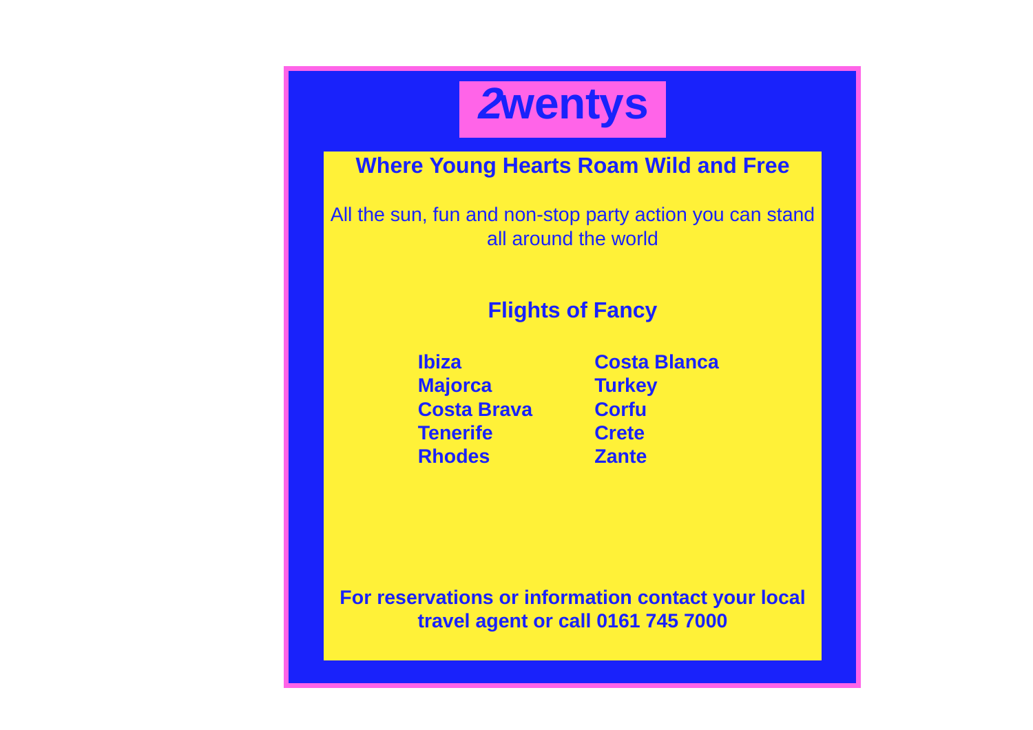# *2*wentys

## Where Young Hearts Roam Wild and Free

All the sun, fun and non-stop party action you can stand all around the world

## Flights of Fancy

**Ibiza**
**Majorca**
**Costa Brava**
**Tenerife**
**Rhodes**
**Costa Blanca**
**Turkey**
**Corfu**
**Crete**
**Zante**

**For reservations or information contact your local travel agent or call 0161 745 7000**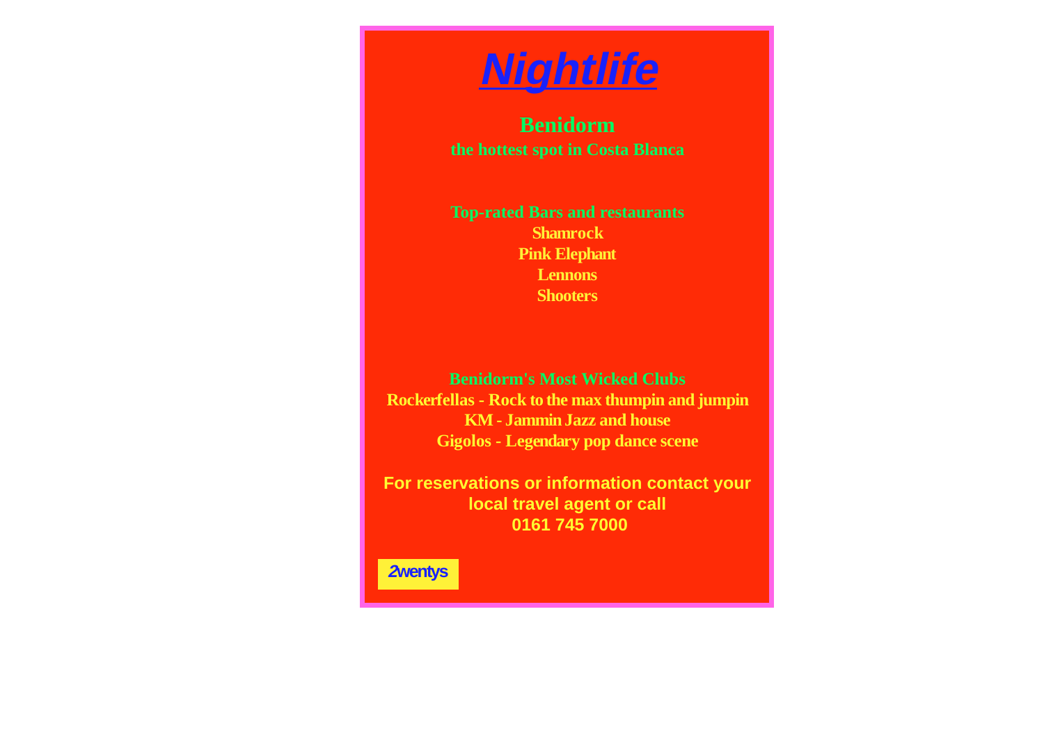# *Nightlife*

## Benidorm

**the hottest spot in Costa Blanca**

**Top-rated Bars and restaurants**

**Shamrock**
**Pink Elephant**
**Lennons**
**Shooters**

**Benidorm's Most Wicked Clubs**

**Rockerfellas - Rock to the max thumpin and jumpin**
**KM - Jammin Jazz and house**
**Gigolos - Legendary pop dance scene**

**For reservations or information contact your local travel agent or call**
**0161 745 7000**

***2wentys***